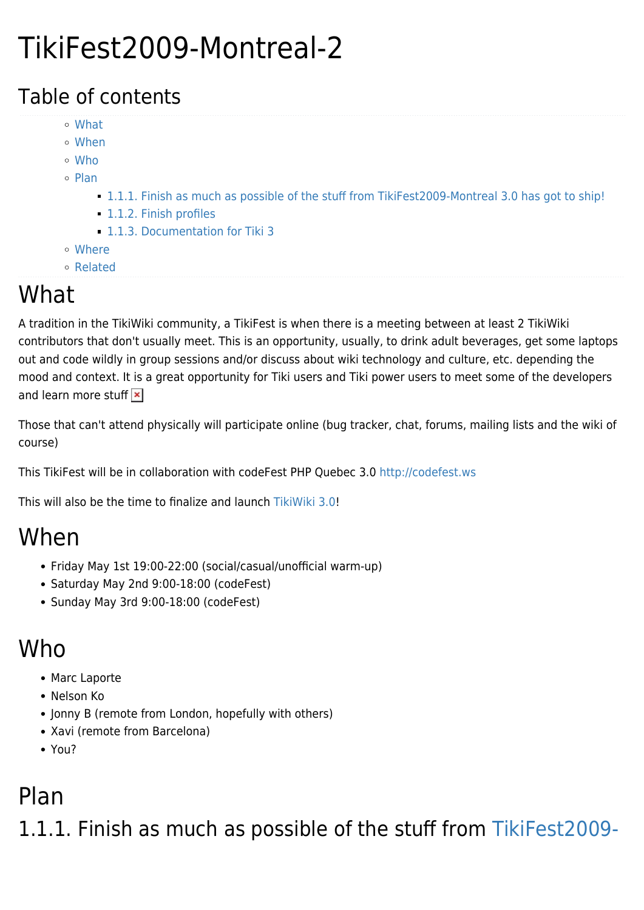# TikiFest2009-Montreal-2

## Table of contents

- What
- When
- Who
- Plan
  - 1.1.1. Finish as much as possible of the stuff from TikiFest2009-Montreal 3.0 has got to ship!
  - 1.1.2. Finish profiles
  - 1.1.3. Documentation for Tiki 3
- Where
- Related

# What

A tradition in the TikiWiki community, a TikiFest is when there is a meeting between at least 2 TikiWiki contributors that don't usually meet. This is an opportunity, usually, to drink adult beverages, get some laptops out and code wildly in group sessions and/or discuss about wiki technology and culture, etc. depending the mood and context. It is a great opportunity for Tiki users and Tiki power users to meet some of the developers and learn more stuff

Those that can't attend physically will participate online (bug tracker, chat, forums, mailing lists and the wiki of course)

This TikiFest will be in collaboration with codeFest PHP Quebec 3.0 http://codefest.ws

This will also be the time to finalize and launch TikiWiki 3.0!

# When

- Friday May 1st 19:00-22:00 (social/casual/unofficial warm-up)
- Saturday May 2nd 9:00-18:00 (codeFest)
- Sunday May 3rd 9:00-18:00 (codeFest)

# Who

- Marc Laporte
- Nelson Ko
- Jonny B (remote from London, hopefully with others)
- Xavi (remote from Barcelona)
- You?

# Plan

## 1.1.1. Finish as much as possible of the stuff from TikiFest2009-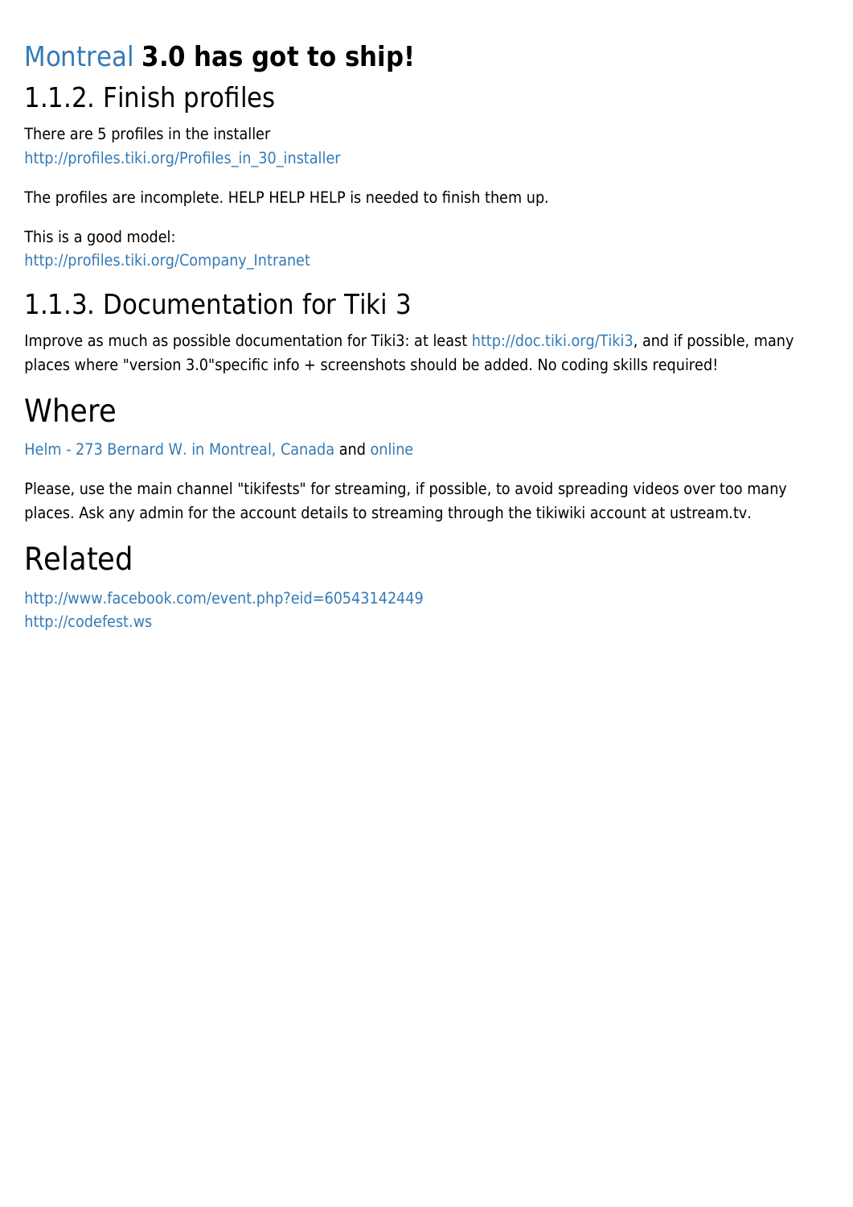# Montreal **3.0 has got to ship!**

## 1.1.2. Finish profiles

There are 5 profiles in the installer
http://profiles.tiki.org/Profiles_in_30_installer

The profiles are incomplete. HELP HELP HELP is needed to finish them up.

This is a good model:
http://profiles.tiki.org/Company_Intranet

## 1.1.3. Documentation for Tiki 3

Improve as much as possible documentation for Tiki3: at least http://doc.tiki.org/Tiki3, and if possible, many places where "version 3.0"specific info + screenshots should be added. No coding skills required!

# Where

Helm - 273 Bernard W. in Montreal, Canada and online

Please, use the main channel "tikifests" for streaming, if possible, to avoid spreading videos over too many places. Ask any admin for the account details to streaming through the tikiwiki account at ustream.tv.

# Related

http://www.facebook.com/event.php?eid=60543142449
http://codefest.ws